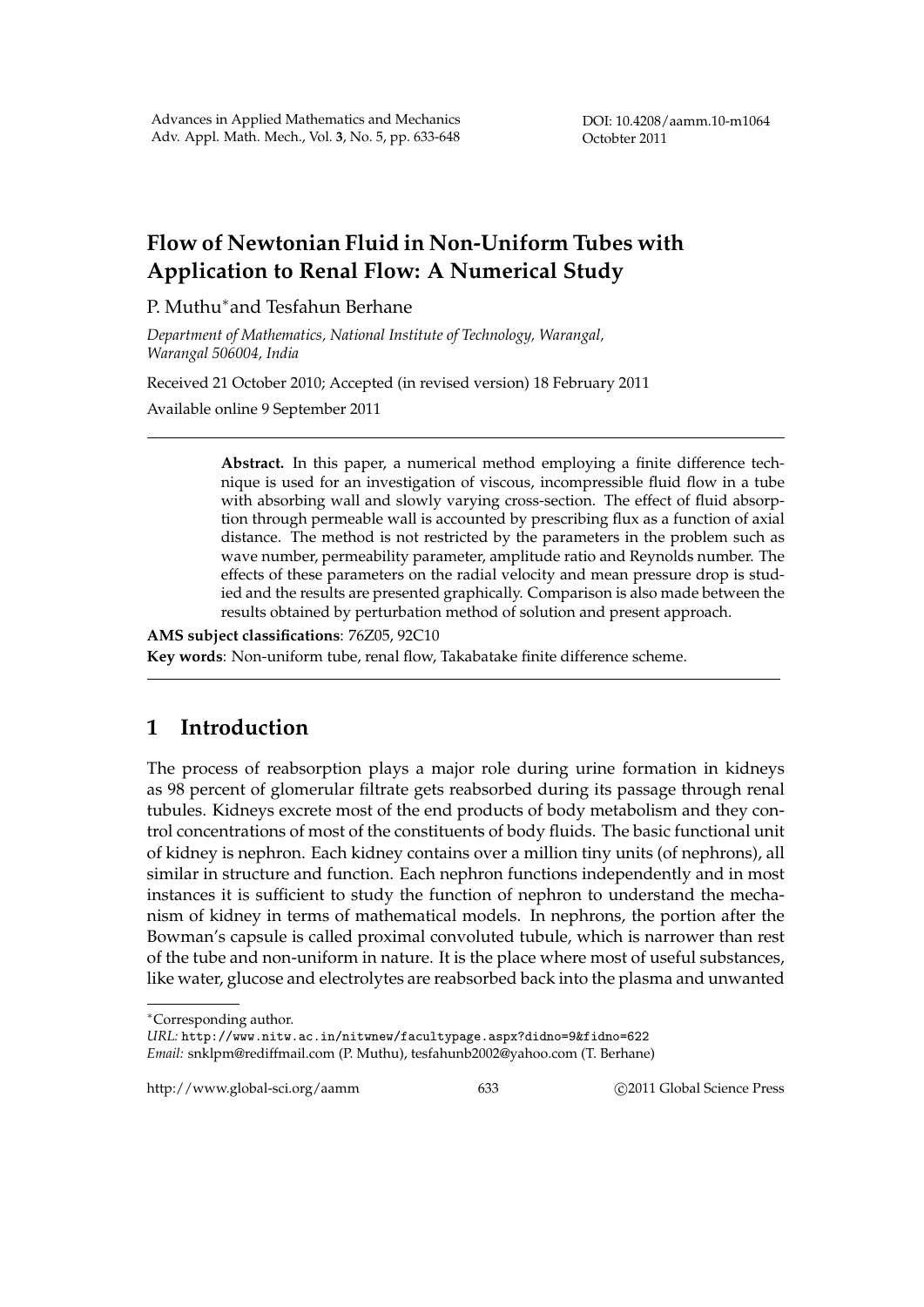# Flow of Newtonian Fluid in Non-Uniform Tubes with Application to Renal Flow: A Numerical Study

P. Muthu* and Tesfahun Berhane

*Department of Mathematics, National Institute of Technology, Warangal, Warangal 506004, India*

Received 21 October 2010; Accepted (in revised version) 18 February 2011

Available online 9 September 2011

---

> **Abstract.** In this paper, a numerical method employing a finite difference technique is used for an investigation of viscous, incompressible fluid flow in a tube with absorbing wall and slowly varying cross-section. The effect of fluid absorption through permeable wall is accounted by prescribing flux as a function of axial distance. The method is not restricted by the parameters in the problem such as wave number, permeability parameter, amplitude ratio and Reynolds number. The effects of these parameters on the radial velocity and mean pressure drop is studied and the results are presented graphically. Comparison is also made between the results obtained by perturbation method of solution and present approach.

**AMS subject classifications**: 76Z05, 92C10

**Key words**: Non-uniform tube, renal flow, Takabatake finite difference scheme.

---

## 1 Introduction

The process of reabsorption plays a major role during urine formation in kidneys as 98 percent of glomerular filtrate gets reabsorbed during its passage through renal tubules. Kidneys excrete most of the end products of body metabolism and they control concentrations of most of the constituents of body fluids. The basic functional unit of kidney is nephron. Each kidney contains over a million tiny units (of nephrons), all similar in structure and function. Each nephron functions independently and in most instances it is sufficient to study the function of nephron to understand the mechanism of kidney in terms of mathematical models. In nephrons, the portion after the Bowman's capsule is called proximal convoluted tubule, which is narrower than rest of the tube and non-uniform in nature. It is the place where most of useful substances, like water, glucose and electrolytes are reabsorbed back into the plasma and unwanted

---

*Corresponding author.
*URL:* http://www.nitw.ac.in/nitwnew/facultypage.aspx?didno=9&fidno=622
*Email:* snklpm@rediffmail.com (P. Muthu), tesfahunb2002@yahoo.com (T. Berhane)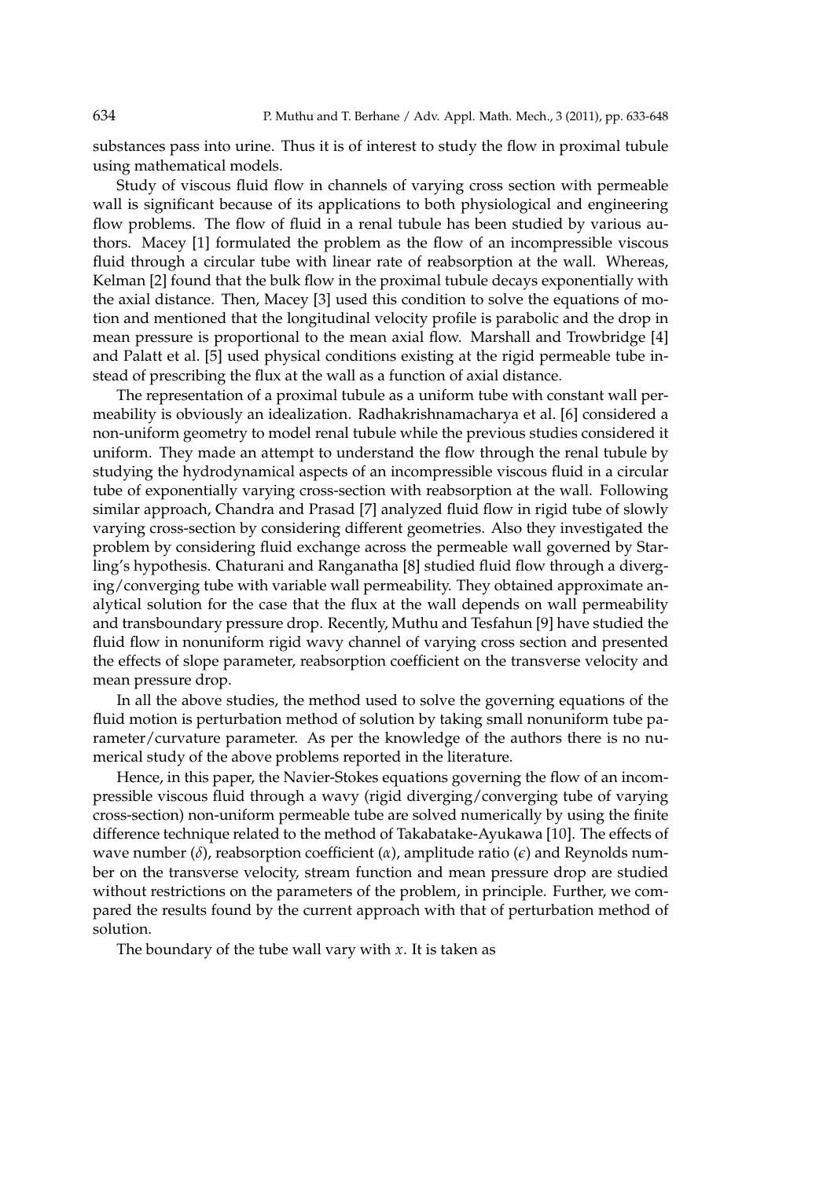substances pass into urine. Thus it is of interest to study the flow in proximal tubule using mathematical models.

Study of viscous fluid flow in channels of varying cross section with permeable wall is significant because of its applications to both physiological and engineering flow problems. The flow of fluid in a renal tubule has been studied by various authors. Macey [1] formulated the problem as the flow of an incompressible viscous fluid through a circular tube with linear rate of reabsorption at the wall. Whereas, Kelman [2] found that the bulk flow in the proximal tubule decays exponentially with the axial distance. Then, Macey [3] used this condition to solve the equations of motion and mentioned that the longitudinal velocity profile is parabolic and the drop in mean pressure is proportional to the mean axial flow. Marshall and Trowbridge [4] and Palatt et al. [5] used physical conditions existing at the rigid permeable tube instead of prescribing the flux at the wall as a function of axial distance.

The representation of a proximal tubule as a uniform tube with constant wall permeability is obviously an idealization. Radhakrishnamacharya et al. [6] considered a non-uniform geometry to model renal tubule while the previous studies considered it uniform. They made an attempt to understand the flow through the renal tubule by studying the hydrodynamical aspects of an incompressible viscous fluid in a circular tube of exponentially varying cross-section with reabsorption at the wall. Following similar approach, Chandra and Prasad [7] analyzed fluid flow in rigid tube of slowly varying cross-section by considering different geometries. Also they investigated the problem by considering fluid exchange across the permeable wall governed by Starling's hypothesis. Chaturani and Ranganatha [8] studied fluid flow through a diverging/converging tube with variable wall permeability. They obtained approximate analytical solution for the case that the flux at the wall depends on wall permeability and transboundary pressure drop. Recently, Muthu and Tesfahun [9] have studied the fluid flow in nonuniform rigid wavy channel of varying cross section and presented the effects of slope parameter, reabsorption coefficient on the transverse velocity and mean pressure drop.

In all the above studies, the method used to solve the governing equations of the fluid motion is perturbation method of solution by taking small nonuniform tube parameter/curvature parameter. As per the knowledge of the authors there is no numerical study of the above problems reported in the literature.

Hence, in this paper, the Navier-Stokes equations governing the flow of an incompressible viscous fluid through a wavy (rigid diverging/converging tube of varying cross-section) non-uniform permeable tube are solved numerically by using the finite difference technique related to the method of Takabatake-Ayukawa [10]. The effects of wave number ($\delta$), reabsorption coefficient ($\alpha$), amplitude ratio ($\epsilon$) and Reynolds number on the transverse velocity, stream function and mean pressure drop are studied without restrictions on the parameters of the problem, in principle. Further, we compared the results found by the current approach with that of perturbation method of solution.

The boundary of the tube wall vary with $x$. It is taken as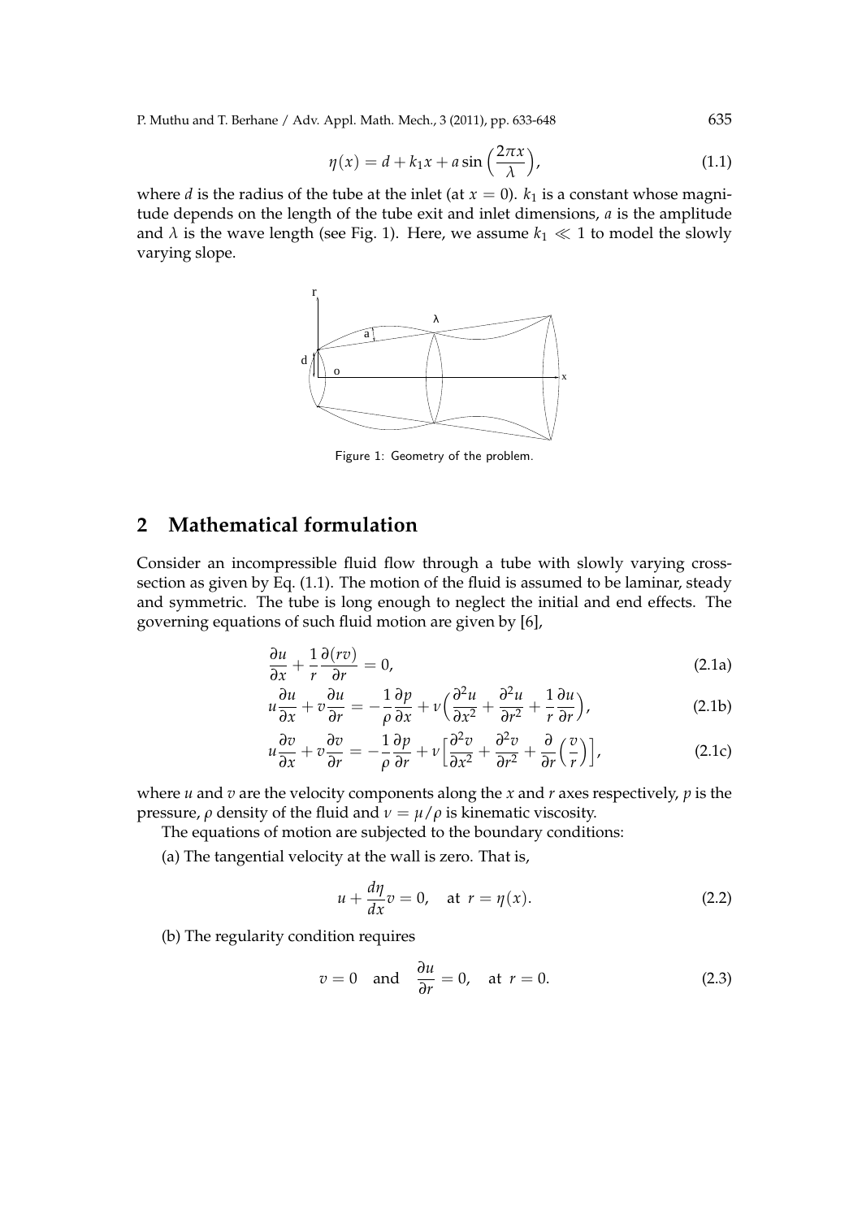$$\eta(x) = d + k_1 x + a \sin\Big(\frac{2\pi x}{\lambda}\Big), \tag{1.1}$$

where $d$ is the radius of the tube at the inlet (at $x = 0$). $k_1$ is a constant whose magnitude depends on the length of the tube exit and inlet dimensions, $a$ is the amplitude and $\lambda$ is the wave length (see Fig. 1). Here, we assume $k_1 \ll 1$ to model the slowly varying slope.

Figure 1: Geometry of the problem.

## 2 Mathematical formulation

Consider an incompressible fluid flow through a tube with slowly varying cross-section as given by Eq. (1.1). The motion of the fluid is assumed to be laminar, steady and symmetric. The tube is long enough to neglect the initial and end effects. The governing equations of such fluid motion are given by [6],

$$\frac{\partial u}{\partial x} + \frac{1}{r}\frac{\partial (rv)}{\partial r} = 0, \tag{2.1a}$$

$$u\frac{\partial u}{\partial x} + v\frac{\partial u}{\partial r} = -\frac{1}{\rho}\frac{\partial p}{\partial x} + \nu\Big(\frac{\partial^2 u}{\partial x^2} + \frac{\partial^2 u}{\partial r^2} + \frac{1}{r}\frac{\partial u}{\partial r}\Big), \tag{2.1b}$$

$$u\frac{\partial v}{\partial x} + v\frac{\partial v}{\partial r} = -\frac{1}{\rho}\frac{\partial p}{\partial r} + \nu\Big[\frac{\partial^2 v}{\partial x^2} + \frac{\partial^2 v}{\partial r^2} + \frac{\partial}{\partial r}\Big(\frac{v}{r}\Big)\Big], \tag{2.1c}$$

where $u$ and $v$ are the velocity components along the $x$ and $r$ axes respectively, $p$ is the pressure, $\rho$ density of the fluid and $\nu = \mu/\rho$ is kinematic viscosity.

The equations of motion are subjected to the boundary conditions:

(a) The tangential velocity at the wall is zero. That is,

$$u + \frac{d\eta}{dx}v = 0, \quad \text{at } r = \eta(x). \tag{2.2}$$

(b) The regularity condition requires

$$v = 0 \quad \text{and} \quad \frac{\partial u}{\partial r} = 0, \quad \text{at } r = 0. \tag{2.3}$$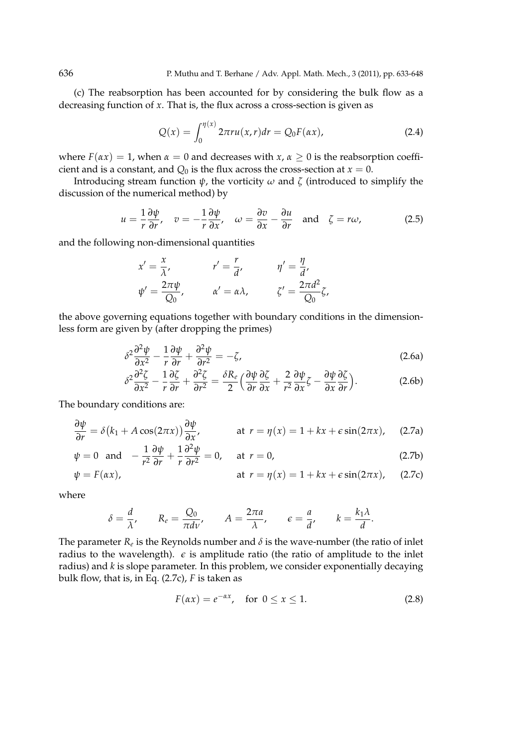(c) The reabsorption has been accounted for by considering the bulk flow as a decreasing function of $x$. That is, the flux across a cross-section is given as

$$Q(x) = \int_0^{\eta(x)} 2\pi r u(x,r) dr = Q_0 F(\alpha x), \tag{2.4}$$

where $F(\alpha x) = 1$, when $\alpha = 0$ and decreases with $x$, $\alpha \geq 0$ is the reabsorption coefficient and is a constant, and $Q_0$ is the flux across the cross-section at $x = 0$.

Introducing stream function $\psi$, the vorticity $\omega$ and $\zeta$ (introduced to simplify the discussion of the numerical method) by

$$u = \frac{1}{r}\frac{\partial \psi}{\partial r}, \quad v = -\frac{1}{r}\frac{\partial \psi}{\partial x}, \quad \omega = \frac{\partial v}{\partial x} - \frac{\partial u}{\partial r} \quad \text{and} \quad \zeta = r\omega, \tag{2.5}$$

and the following non-dimensional quantities

$$x' = \frac{x}{\lambda}, \qquad r' = \frac{r}{d}, \qquad \eta' = \frac{\eta}{d},$$
$$\psi' = \frac{2\pi\psi}{Q_0}, \qquad \alpha' = \alpha\lambda, \qquad \zeta' = \frac{2\pi d^2}{Q_0}\zeta,$$

the above governing equations together with boundary conditions in the dimensionless form are given by (after dropping the primes)

$$\delta^2 \frac{\partial^2 \psi}{\partial x^2} - \frac{1}{r}\frac{\partial \psi}{\partial r} + \frac{\partial^2 \psi}{\partial r^2} = -\zeta, \tag{2.6a}$$

$$\delta^2 \frac{\partial^2 \zeta}{\partial x^2} - \frac{1}{r}\frac{\partial \zeta}{\partial r} + \frac{\partial^2 \zeta}{\partial r^2} = \frac{\delta R_e}{2}\Big(\frac{\partial \psi}{\partial r}\frac{\partial \zeta}{\partial x} + \frac{2}{r^2}\frac{\partial \psi}{\partial x}\zeta - \frac{\partial \psi}{\partial x}\frac{\partial \zeta}{\partial r}\Big). \tag{2.6b}$$

The boundary conditions are:

$$\frac{\partial \psi}{\partial r} = \delta\big(k_1 + A\cos(2\pi x)\big)\frac{\partial \psi}{\partial x}, \qquad \text{at } r = \eta(x) = 1 + kx + \epsilon\sin(2\pi x), \tag{2.7a}$$

$$\psi = 0 \quad \text{and} \quad -\frac{1}{r^2}\frac{\partial \psi}{\partial r} + \frac{1}{r}\frac{\partial^2 \psi}{\partial r^2} = 0, \qquad \text{at } r = 0, \tag{2.7b}$$

$$\psi = F(\alpha x), \qquad \text{at } r = \eta(x) = 1 + kx + \epsilon\sin(2\pi x), \tag{2.7c}$$

where

$$\delta = \frac{d}{\lambda}, \qquad R_e = \frac{Q_0}{\pi d \nu}, \qquad A = \frac{2\pi a}{\lambda}, \qquad \epsilon = \frac{a}{d}, \qquad k = \frac{k_1 \lambda}{d}.$$

The parameter $R_e$ is the Reynolds number and $\delta$ is the wave-number (the ratio of inlet radius to the wavelength). $\epsilon$ is amplitude ratio (the ratio of amplitude to the inlet radius) and $k$ is slope parameter. In this problem, we consider exponentially decaying bulk flow, that is, in Eq. (2.7c), $F$ is taken as

$$F(\alpha x) = e^{-\alpha x}, \quad \text{for } 0 \leq x \leq 1. \tag{2.8}$$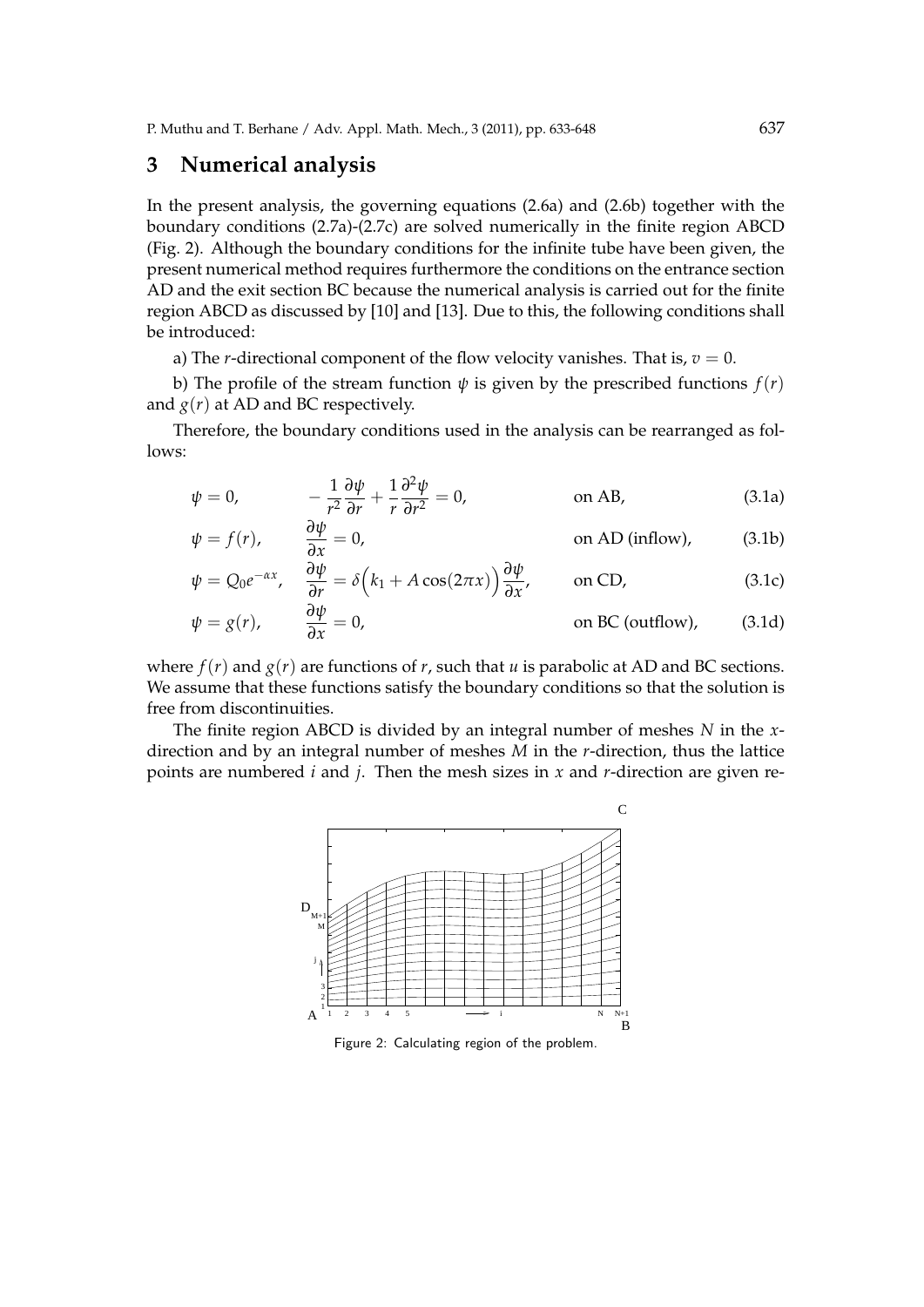## 3 Numerical analysis

In the present analysis, the governing equations (2.6a) and (2.6b) together with the boundary conditions (2.7a)-(2.7c) are solved numerically in the finite region ABCD (Fig. 2). Although the boundary conditions for the infinite tube have been given, the present numerical method requires furthermore the conditions on the entrance section AD and the exit section BC because the numerical analysis is carried out for the finite region ABCD as discussed by [10] and [13]. Due to this, the following conditions shall be introduced:

a) The $r$-directional component of the flow velocity vanishes. That is, $v = 0$.

b) The profile of the stream function $\psi$ is given by the prescribed functions $f(r)$ and $g(r)$ at AD and BC respectively.

Therefore, the boundary conditions used in the analysis can be rearranged as follows:

$$\psi = 0, \qquad -\frac{1}{r^2}\frac{\partial \psi}{\partial r} + \frac{1}{r}\frac{\partial^2 \psi}{\partial r^2} = 0, \qquad \text{on AB,} \tag{3.1a}$$

$$\psi = f(r), \qquad \frac{\partial \psi}{\partial x} = 0, \qquad \text{on AD (inflow),} \tag{3.1b}$$

$$\psi = Q_0 e^{-\alpha x}, \qquad \frac{\partial \psi}{\partial r} = \delta\Big(k_1 + A\cos(2\pi x)\Big)\frac{\partial \psi}{\partial x}, \qquad \text{on CD,} \tag{3.1c}$$

$$\psi = g(r), \qquad \frac{\partial \psi}{\partial x} = 0, \qquad \text{on BC (outflow),} \tag{3.1d}$$

where $f(r)$ and $g(r)$ are functions of $r$, such that $u$ is parabolic at AD and BC sections. We assume that these functions satisfy the boundary conditions so that the solution is free from discontinuities.

The finite region ABCD is divided by an integral number of meshes $N$ in the $x$-direction and by an integral number of meshes $M$ in the $r$-direction, thus the lattice points are numbered $i$ and $j$. Then the mesh sizes in $x$ and $r$-direction are given re-

Figure 2: Calculating region of the problem.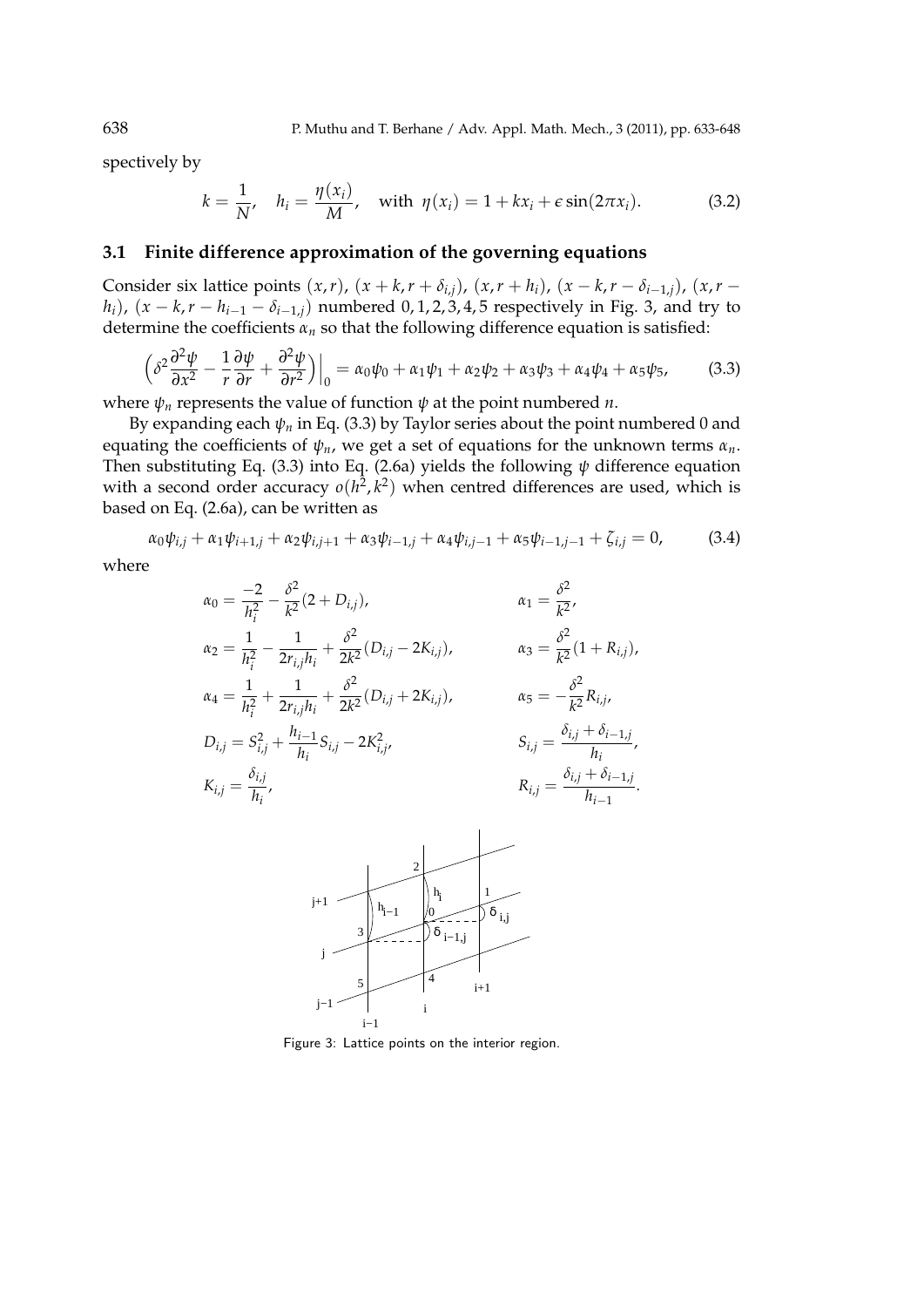spectively by

$$k = \frac{1}{N}, \quad h_i = \frac{\eta(x_i)}{M}, \quad \text{with } \eta(x_i) = 1 + kx_i + \epsilon \sin(2\pi x_i). \tag{3.2}$$

### 3.1 Finite difference approximation of the governing equations

Consider six lattice points $(x, r)$, $(x + k, r + \delta_{i,j})$, $(x, r + h_i)$, $(x - k, r - \delta_{i-1,j})$, $(x, r - h_i)$, $(x - k, r - h_{i-1} - \delta_{i-1,j})$ numbered $0, 1, 2, 3, 4, 5$ respectively in Fig. 3, and try to determine the coefficients $\alpha_n$ so that the following difference equation is satisfied:

$$\Big(\delta^2 \frac{\partial^2 \psi}{\partial x^2} - \frac{1}{r}\frac{\partial \psi}{\partial r} + \frac{\partial^2 \psi}{\partial r^2}\Big)\Big|_0 = \alpha_0\psi_0 + \alpha_1\psi_1 + \alpha_2\psi_2 + \alpha_3\psi_3 + \alpha_4\psi_4 + \alpha_5\psi_5, \tag{3.3}$$

where $\psi_n$ represents the value of function $\psi$ at the point numbered $n$.

By expanding each $\psi_n$ in Eq. (3.3) by Taylor series about the point numbered 0 and equating the coefficients of $\psi_n$, we get a set of equations for the unknown terms $\alpha_n$. Then substituting Eq. (3.3) into Eq. (2.6a) yields the following $\psi$ difference equation with a second order accuracy $o(h^2, k^2)$ when centred differences are used, which is based on Eq. (2.6a), can be written as

$$\alpha_0\psi_{i,j} + \alpha_1\psi_{i+1,j} + \alpha_2\psi_{i,j+1} + \alpha_3\psi_{i-1,j} + \alpha_4\psi_{i,j-1} + \alpha_5\psi_{i-1,j-1} + \zeta_{i,j} = 0, \tag{3.4}$$

where

$$\alpha_0 = \frac{-2}{h_i^2} - \frac{\delta^2}{k^2}(2 + D_{i,j}), \qquad \alpha_1 = \frac{\delta^2}{k^2},$$

$$\alpha_2 = \frac{1}{h_i^2} - \frac{1}{2r_{i,j}h_i} + \frac{\delta^2}{2k^2}(D_{i,j} - 2K_{i,j}), \qquad \alpha_3 = \frac{\delta^2}{k^2}(1 + R_{i,j}),$$

$$\alpha_4 = \frac{1}{h_i^2} + \frac{1}{2r_{i,j}h_i} + \frac{\delta^2}{2k^2}(D_{i,j} + 2K_{i,j}), \qquad \alpha_5 = -\frac{\delta^2}{k^2}R_{i,j},$$

$$D_{i,j} = S_{i,j}^2 + \frac{h_{i-1}}{h_i}S_{i,j} - 2K_{i,j}^2, \qquad S_{i,j} = \frac{\delta_{i,j} + \delta_{i-1,j}}{h_i},$$

$$K_{i,j} = \frac{\delta_{i,j}}{h_i}, \qquad R_{i,j} = \frac{\delta_{i,j} + \delta_{i-1,j}}{h_{i-1}}.$$

Figure 3: Lattice points on the interior region.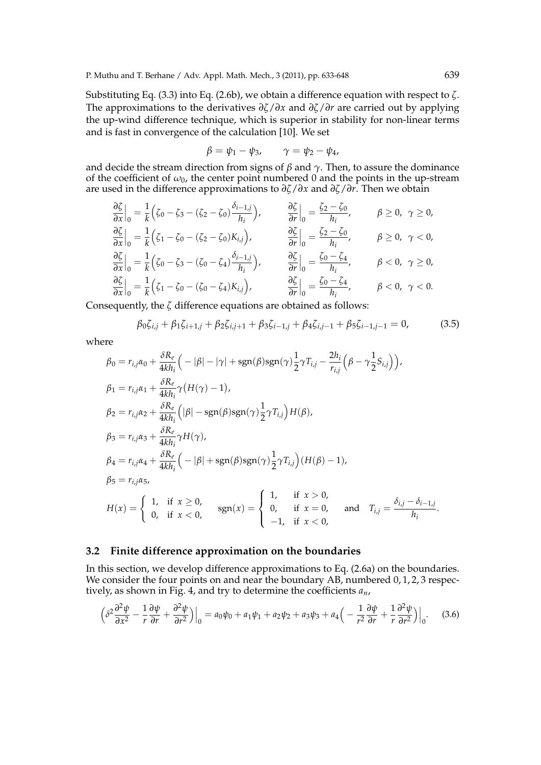Substituting Eq. (3.3) into Eq. (2.6b), we obtain a difference equation with respect to $\zeta$. The approximations to the derivatives $\partial\zeta/\partial x$ and $\partial\zeta/\partial r$ are carried out by applying the up-wind difference technique, which is superior in stability for non-linear terms and is fast in convergence of the calculation [10]. We set

$$\beta = \psi_1 - \psi_3, \qquad \gamma = \psi_2 - \psi_4,$$

and decide the stream direction from signs of $\beta$ and $\gamma$. Then, to assure the dominance of the coefficient of $\omega_0$, the center point numbered 0 and the points in the up-stream are used in the difference approximations to $\partial\zeta/\partial x$ and $\partial\zeta/\partial r$. Then we obtain

$$\begin{aligned}
&\frac{\partial\zeta}{\partial x}\Big|_0 = \frac{1}{k}\Big(\zeta_0 - \zeta_3 - (\zeta_2 - \zeta_0)\frac{\delta_{i-1,j}}{h_i}\Big), && \frac{\partial\zeta}{\partial r}\Big|_0 = \frac{\zeta_2 - \zeta_0}{h_i}, && \beta \geq 0,\ \gamma \geq 0,\\
&\frac{\partial\zeta}{\partial x}\Big|_0 = \frac{1}{k}\Big(\zeta_1 - \zeta_0 - (\zeta_2 - \zeta_0)K_{i,j}\Big), && \frac{\partial\zeta}{\partial r}\Big|_0 = \frac{\zeta_2 - \zeta_0}{h_i}, && \beta \geq 0,\ \gamma < 0,\\
&\frac{\partial\zeta}{\partial x}\Big|_0 = \frac{1}{k}\Big(\zeta_0 - \zeta_3 - (\zeta_0 - \zeta_4)\frac{\delta_{i-1,j}}{h_i}\Big), && \frac{\partial\zeta}{\partial r}\Big|_0 = \frac{\zeta_0 - \zeta_4}{h_i}, && \beta < 0,\ \gamma \geq 0,\\
&\frac{\partial\zeta}{\partial x}\Big|_0 = \frac{1}{k}\Big(\zeta_1 - \zeta_0 - (\zeta_0 - \zeta_4)K_{i,j}\Big), && \frac{\partial\zeta}{\partial r}\Big|_0 = \frac{\zeta_0 - \zeta_4}{h_i}, && \beta < 0,\ \gamma < 0.
\end{aligned}$$

Consequently, the $\zeta$ difference equations are obtained as follows:

$$\beta_0\zeta_{i,j} + \beta_1\zeta_{i+1,j} + \beta_2\zeta_{i,j+1} + \beta_3\zeta_{i-1,j} + \beta_4\zeta_{i,j-1} + \beta_5\zeta_{i-1,j-1} = 0, \tag{3.5}$$

where

$$\begin{aligned}
\beta_0 &= r_{i,j}\alpha_0 + \frac{\delta R_e}{4kh_i}\Big(-|\beta| - |\gamma| + \mathrm{sgn}(\beta)\mathrm{sgn}(\gamma)\frac{1}{2}\gamma T_{i,j} - \frac{2h_i}{r_{i,j}}\Big(\beta - \gamma\frac{1}{2}S_{i,j}\Big)\Big),\\
\beta_1 &= r_{i,j}\alpha_1 + \frac{\delta R_e}{4kh_i}\gamma\big(H(\gamma) - 1\big),\\
\beta_2 &= r_{i,j}\alpha_2 + \frac{\delta R_e}{4kh_i}\Big(|\beta| - \mathrm{sgn}(\beta)\mathrm{sgn}(\gamma)\frac{1}{2}\gamma T_{i,j}\Big)H(\beta),\\
\beta_3 &= r_{i,j}\alpha_3 + \frac{\delta R_e}{4kh_i}\gamma H(\gamma),\\
\beta_4 &= r_{i,j}\alpha_4 + \frac{\delta R_e}{4kh_i}\Big(-|\beta| + \mathrm{sgn}(\beta)\mathrm{sgn}(\gamma)\frac{1}{2}\gamma T_{i,j}\Big)(H(\beta) - 1),\\
\beta_5 &= r_{i,j}\alpha_5,\\
H(x) &= \begin{cases} 1, & \text{if } x \geq 0,\\ 0, & \text{if } x < 0,\end{cases} \qquad \mathrm{sgn}(x) = \begin{cases} 1, & \text{if } x > 0,\\ 0, & \text{if } x = 0,\\ -1, & \text{if } x < 0,\end{cases} \qquad \text{and} \quad T_{i,j} = \frac{\delta_{i,j} - \delta_{i-1,j}}{h_i}.
\end{aligned}$$

## 3.2 Finite difference approximation on the boundaries

In this section, we develop difference approximations to Eq. (2.6a) on the boundaries. We consider the four points on and near the boundary AB, numbered $0, 1, 2, 3$ respectively, as shown in Fig. 4, and try to determine the coefficients $a_n$,

$$\Big(\delta^2\frac{\partial^2\psi}{\partial x^2} - \frac{1}{r}\frac{\partial\psi}{\partial r} + \frac{\partial^2\psi}{\partial r^2}\Big)\Big|_0 = a_0\psi_0 + a_1\psi_1 + a_2\psi_2 + a_3\psi_3 + a_4\Big(-\frac{1}{r^2}\frac{\partial\psi}{\partial r} + \frac{1}{r}\frac{\partial^2\psi}{\partial r^2}\Big)\Big|_0. \tag{3.6}$$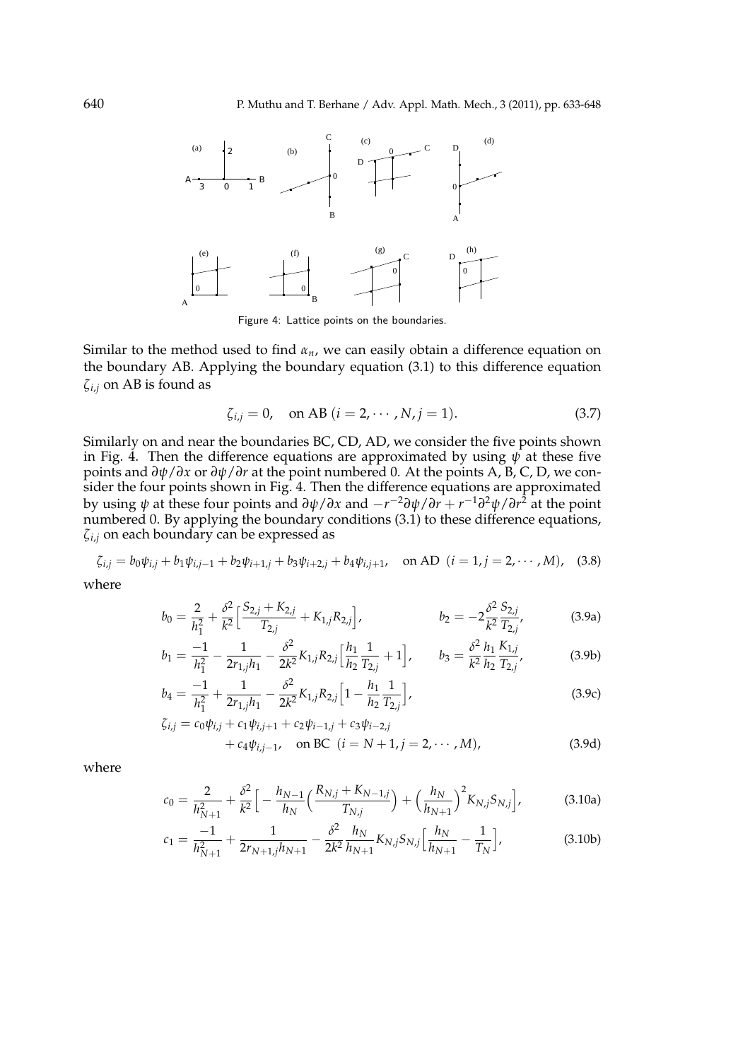Figure 4: Lattice points on the boundaries.

Similar to the method used to find $\alpha_n$, we can easily obtain a difference equation on the boundary AB. Applying the boundary equation (3.1) to this difference equation $\zeta_{i,j}$ on AB is found as

$$\zeta_{i,j} = 0, \quad \text{on AB } (i = 2, \cdots, N, j = 1). \tag{3.7}$$

Similarly on and near the boundaries BC, CD, AD, we consider the five points shown in Fig. 4. Then the difference equations are approximated by using $\psi$ at these five points and $\partial\psi/\partial x$ or $\partial\psi/\partial r$ at the point numbered 0. At the points A, B, C, D, we consider the four points shown in Fig. 4. Then the difference equations are approximated by using $\psi$ at these four points and $\partial\psi/\partial x$ and $-r^{-2}\partial\psi/\partial r + r^{-1}\partial^2\psi/\partial r^2$ at the point numbered 0. By applying the boundary conditions (3.1) to these difference equations, $\zeta_{i,j}$ on each boundary can be expressed as

$$\zeta_{i,j} = b_0\psi_{i,j} + b_1\psi_{i,j-1} + b_2\psi_{i+1,j} + b_3\psi_{i+2,j} + b_4\psi_{i,j+1}, \quad \text{on AD } (i = 1, j = 2, \cdots, M), \tag{3.8}$$

where

$$b_0 = \frac{2}{h_1^2} + \frac{\delta^2}{k^2}\Big[\frac{S_{2,j} + K_{2,j}}{T_{2,j}} + K_{1,j}R_{2,j}\Big], \qquad b_2 = -2\frac{\delta^2}{k^2}\frac{S_{2,j}}{T_{2,j}}, \tag{3.9a}$$

$$b_1 = \frac{-1}{h_1^2} - \frac{1}{2r_{1,j}h_1} - \frac{\delta^2}{2k^2}K_{1,j}R_{2,j}\Big[\frac{h_1}{h_2}\frac{1}{T_{2,j}} + 1\Big], \qquad b_3 = \frac{\delta^2}{k^2}\frac{h_1}{h_2}\frac{K_{1,j}}{T_{2,j}}, \tag{3.9b}$$

$$b_4 = \frac{-1}{h_1^2} + \frac{1}{2r_{1,j}h_1} - \frac{\delta^2}{2k^2}K_{1,j}R_{2,j}\Big[1 - \frac{h_1}{h_2}\frac{1}{T_{2,j}}\Big], \tag{3.9c}$$

$$\zeta_{i,j} = c_0\psi_{i,j} + c_1\psi_{i,j+1} + c_2\psi_{i-1,j} + c_3\psi_{i-2,j} + c_4\psi_{i,j-1}, \quad \text{on BC } (i = N+1, j = 2, \cdots, M), \tag{3.9d}$$

where

$$c_0 = \frac{2}{h_{N+1}^2} + \frac{\delta^2}{k^2}\Big[-\frac{h_{N-1}}{h_N}\Big(\frac{R_{N,j} + K_{N-1,j}}{T_{N,j}}\Big) + \Big(\frac{h_N}{h_{N+1}}\Big)^2 K_{N,j}S_{N,j}\Big], \tag{3.10a}$$

$$c_1 = \frac{-1}{h_{N+1}^2} + \frac{1}{2r_{N+1,j}h_{N+1}} - \frac{\delta^2}{2k^2}\frac{h_N}{h_{N+1}}K_{N,j}S_{N,j}\Big[\frac{h_N}{h_{N+1}} - \frac{1}{T_N}\Big], \tag{3.10b}$$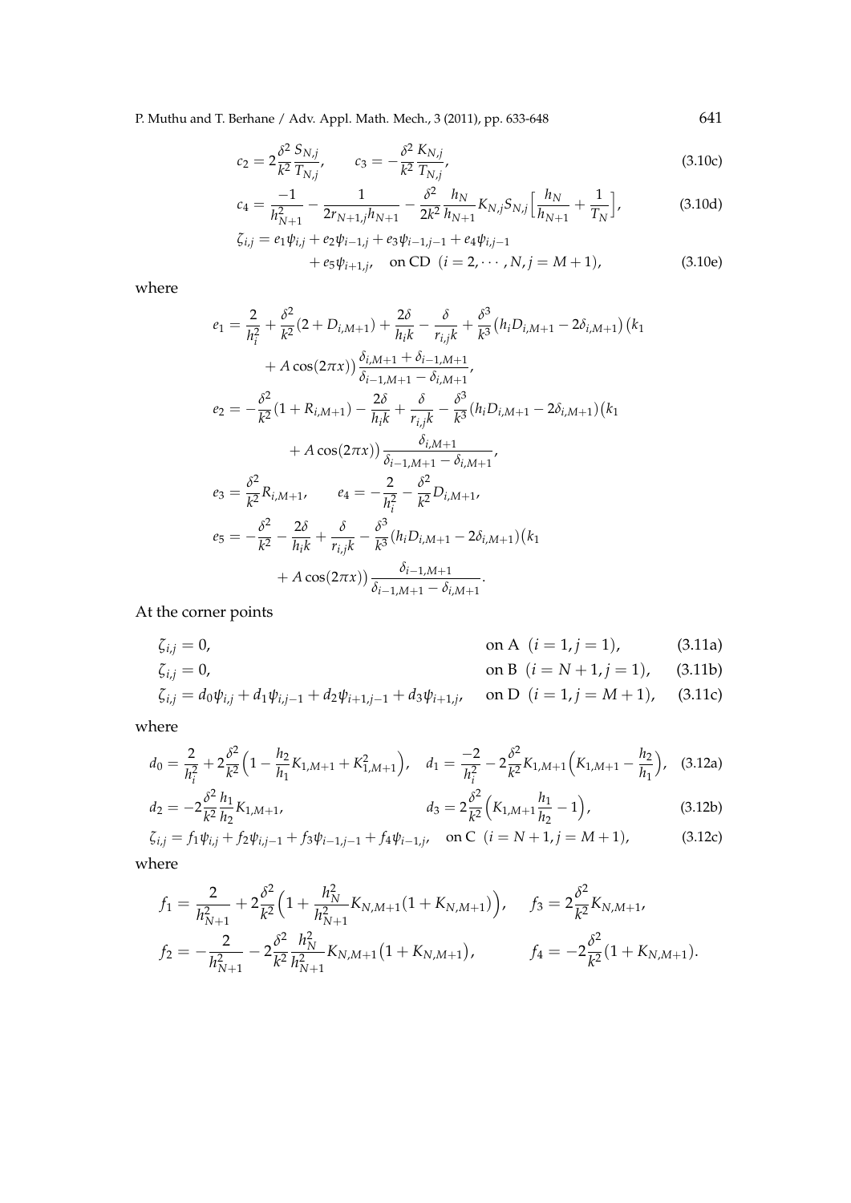$$c_2 = 2\frac{\delta^2}{k^2}\frac{S_{N,j}}{T_{N,j}}, \qquad c_3 = -\frac{\delta^2}{k^2}\frac{K_{N,j}}{T_{N,j}}, \tag{3.10c}$$

$$c_4 = \frac{-1}{h_{N+1}^2} - \frac{1}{2r_{N+1,j}h_{N+1}} - \frac{\delta^2}{2k^2}\frac{h_N}{h_{N+1}}K_{N,j}S_{N,j}\Big[\frac{h_N}{h_{N+1}} + \frac{1}{T_N}\Big], \tag{3.10d}$$

$$\begin{aligned}\zeta_{i,j} = {} & e_1\psi_{i,j} + e_2\psi_{i-1,j} + e_3\psi_{i-1,j-1} + e_4\psi_{i,j-1} \\ & + e_5\psi_{i+1,j}, \quad \text{on CD } (i = 2, \cdots, N, j = M+1),\end{aligned} \tag{3.10e}$$

where

$$\begin{aligned}
e_1 = {} & \frac{2}{h_i^2} + \frac{\delta^2}{k^2}(2 + D_{i,M+1}) + \frac{2\delta}{h_i k} - \frac{\delta}{r_{i,j}k} + \frac{\delta^3}{k^3}\big(h_i D_{i,M+1} - 2\delta_{i,M+1}\big)\big(k_1 \\
& + A\cos(2\pi x)\big)\frac{\delta_{i,M+1} + \delta_{i-1,M+1}}{\delta_{i-1,M+1} - \delta_{i,M+1}}, \\
e_2 = {} & -\frac{\delta^2}{k^2}(1 + R_{i,M+1}) - \frac{2\delta}{h_i k} + \frac{\delta}{r_{i,j}k} - \frac{\delta^3}{k^3}(h_i D_{i,M+1} - 2\delta_{i,M+1})\big(k_1 \\
& + A\cos(2\pi x)\big)\frac{\delta_{i,M+1}}{\delta_{i-1,M+1} - \delta_{i,M+1}}, \\
e_3 = {} & \frac{\delta^2}{k^2}R_{i,M+1}, \qquad e_4 = -\frac{2}{h_i^2} - \frac{\delta^2}{k^2}D_{i,M+1}, \\
e_5 = {} & -\frac{\delta^2}{k^2} - \frac{2\delta}{h_i k} + \frac{\delta}{r_{i,j}k} - \frac{\delta^3}{k^3}(h_i D_{i,M+1} - 2\delta_{i,M+1})\big(k_1 \\
& + A\cos(2\pi x)\big)\frac{\delta_{i-1,M+1}}{\delta_{i-1,M+1} - \delta_{i,M+1}}.
\end{aligned}$$

At the corner points

$$\zeta_{i,j} = 0, \qquad \text{on A } (i = 1, j = 1), \tag{3.11a}$$

$$\zeta_{i,j} = 0, \qquad \text{on B } (i = N+1, j = 1), \tag{3.11b}$$

$$\zeta_{i,j} = d_0\psi_{i,j} + d_1\psi_{i,j-1} + d_2\psi_{i+1,j-1} + d_3\psi_{i+1,j}, \qquad \text{on D } (i = 1, j = M+1), \tag{3.11c}$$

where

$$d_0 = \frac{2}{h_i^2} + 2\frac{\delta^2}{k^2}\Big(1 - \frac{h_2}{h_1}K_{1,M+1} + K_{1,M+1}^2\Big), \quad d_1 = \frac{-2}{h_i^2} - 2\frac{\delta^2}{k^2}K_{1,M+1}\Big(K_{1,M+1} - \frac{h_2}{h_1}\Big), \tag{3.12a}$$

$$d_2 = -2\frac{\delta^2}{k^2}\frac{h_1}{h_2}K_{1,M+1}, \qquad d_3 = 2\frac{\delta^2}{k^2}\Big(K_{1,M+1}\frac{h_1}{h_2} - 1\Big), \tag{3.12b}$$

$$\zeta_{i,j} = f_1\psi_{i,j} + f_2\psi_{i,j-1} + f_3\psi_{i-1,j-1} + f_4\psi_{i-1,j}, \quad \text{on C } (i = N+1, j = M+1), \tag{3.12c}$$

where

$$f_1 = \frac{2}{h_{N+1}^2} + 2\frac{\delta^2}{k^2}\Big(1 + \frac{h_N^2}{h_{N+1}^2}K_{N,M+1}(1 + K_{N,M+1})\Big), \qquad f_3 = 2\frac{\delta^2}{k^2}K_{N,M+1},$$

$$f_2 = -\frac{2}{h_{N+1}^2} - 2\frac{\delta^2}{k^2}\frac{h_N^2}{h_{N+1}^2}K_{N,M+1}\big(1 + K_{N,M+1}\big), \qquad f_4 = -2\frac{\delta^2}{k^2}(1 + K_{N,M+1}).$$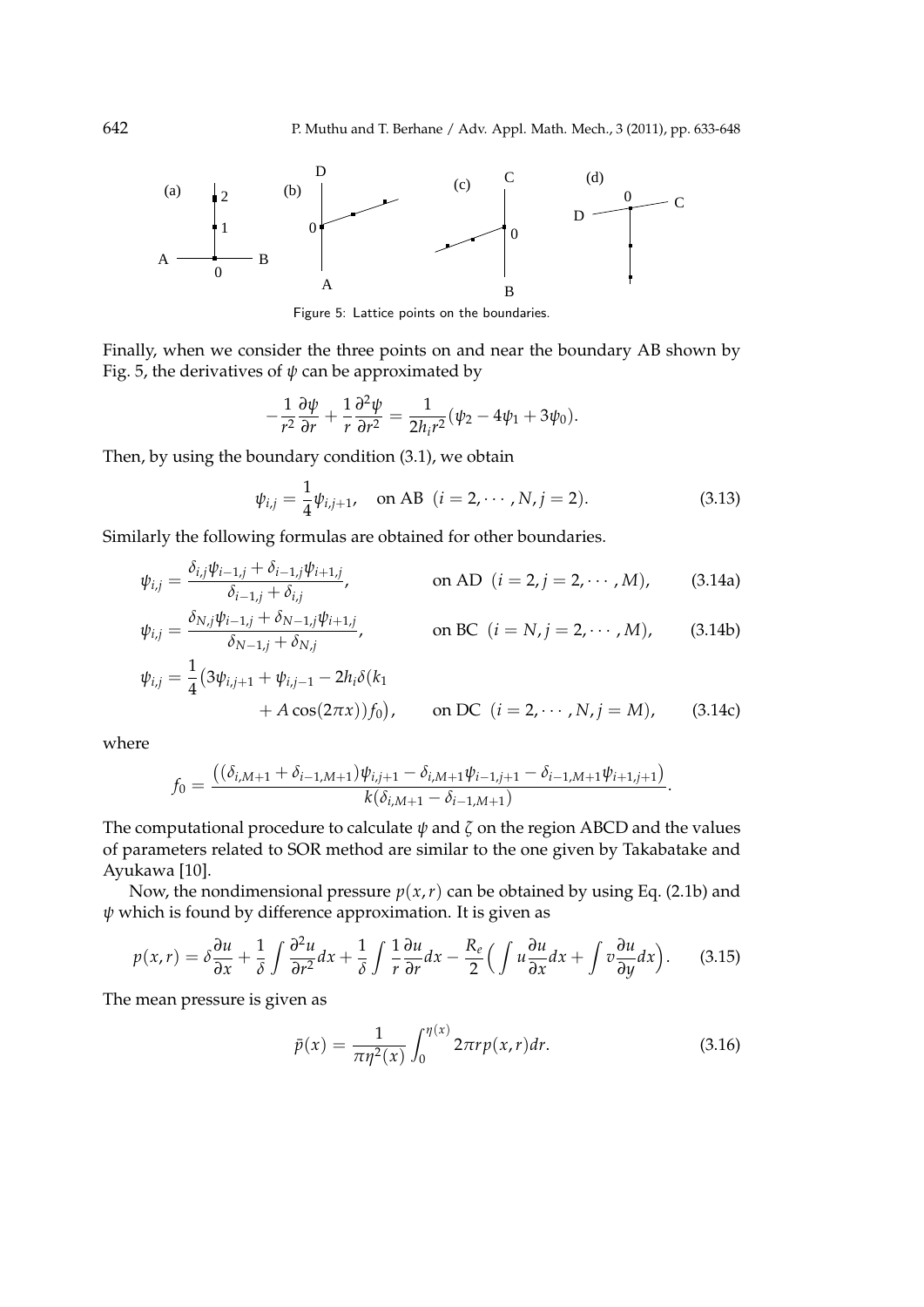Figure 5: Lattice points on the boundaries.

Finally, when we consider the three points on and near the boundary AB shown by Fig. 5, the derivatives of $\psi$ can be approximated by

$$-\frac{1}{r^2}\frac{\partial \psi}{\partial r}+\frac{1}{r}\frac{\partial^2 \psi}{\partial r^2}=\frac{1}{2h_i r^2}(\psi_2-4\psi_1+3\psi_0).$$

Then, by using the boundary condition (3.1), we obtain

$$\psi_{i,j}=\frac{1}{4}\psi_{i,j+1}, \quad \text{on AB } \ (i=2,\cdots,N, j=2). \tag{3.13}$$

Similarly the following formulas are obtained for other boundaries.

$$\psi_{i,j}=\frac{\delta_{i,j}\psi_{i-1,j}+\delta_{i-1,j}\psi_{i+1,j}}{\delta_{i-1,j}+\delta_{i,j}}, \qquad \text{on AD } \ (i=2, j=2,\cdots,M), \tag{3.14a}$$

$$\psi_{i,j}=\frac{\delta_{N,j}\psi_{i-1,j}+\delta_{N-1,j}\psi_{i+1,j}}{\delta_{N-1,j}+\delta_{N,j}}, \qquad \text{on BC } \ (i=N, j=2,\cdots,M), \tag{3.14b}$$

$$\psi_{i,j}=\frac{1}{4}\big(3\psi_{i,j+1}+\psi_{i,j-1}-2h_i\delta(k_1+A\cos(2\pi x))f_0\big), \qquad \text{on DC } \ (i=2,\cdots,N, j=M), \tag{3.14c}$$

where

$$f_0=\frac{\big((\delta_{i,M+1}+\delta_{i-1,M+1})\psi_{i,j+1}-\delta_{i,M+1}\psi_{i-1,j+1}-\delta_{i-1,M+1}\psi_{i+1,j+1}\big)}{k(\delta_{i,M+1}-\delta_{i-1,M+1})}.$$

The computational procedure to calculate $\psi$ and $\zeta$ on the region ABCD and the values of parameters related to SOR method are similar to the one given by Takabatake and Ayukawa [10].

Now, the nondimensional pressure $p(x,r)$ can be obtained by using Eq. (2.1b) and $\psi$ which is found by difference approximation. It is given as

$$p(x,r)=\delta\frac{\partial u}{\partial x}+\frac{1}{\delta}\int\frac{\partial^2 u}{\partial r^2}dx+\frac{1}{\delta}\int\frac{1}{r}\frac{\partial u}{\partial r}dx-\frac{R_e}{2}\Big(\int u\frac{\partial u}{\partial x}dx+\int v\frac{\partial u}{\partial y}dx\Big). \tag{3.15}$$

The mean pressure is given as

$$\bar{p}(x)=\frac{1}{\pi\eta^2(x)}\int_0^{\eta(x)}2\pi r p(x,r)dr. \tag{3.16}$$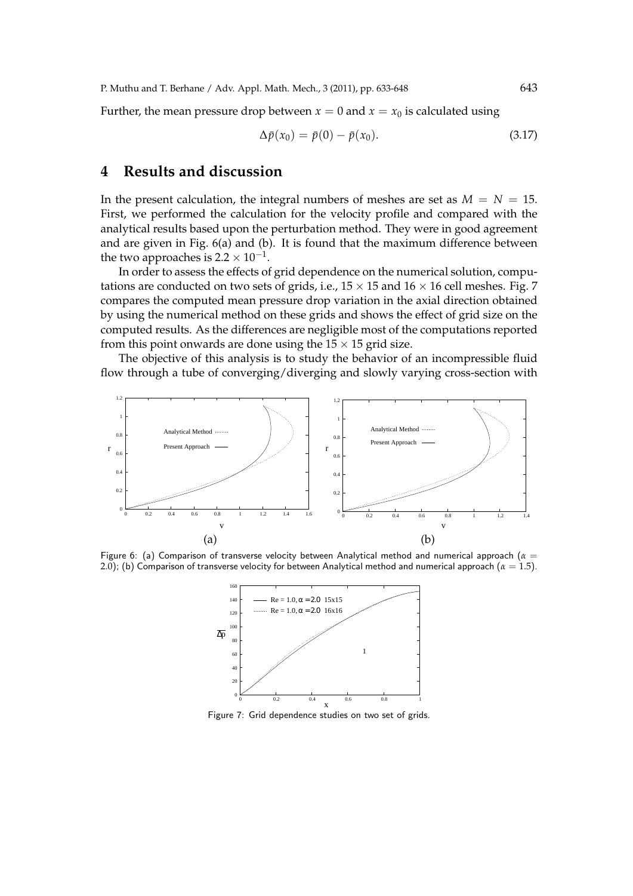Further, the mean pressure drop between $x = 0$ and $x = x_0$ is calculated using

$$\Delta\bar{p}(x_0) = \bar{p}(0) - \bar{p}(x_0). \tag{3.17}$$

# 4 Results and discussion

In the present calculation, the integral numbers of meshes are set as $M = N = 15$. First, we performed the calculation for the velocity profile and compared with the analytical results based upon the perturbation method. They were in good agreement and are given in Fig. 6(a) and (b). It is found that the maximum difference between the two approaches is $2.2 \times 10^{-1}$.

In order to assess the effects of grid dependence on the numerical solution, computations are conducted on two sets of grids, i.e., $15 \times 15$ and $16 \times 16$ cell meshes. Fig. 7 compares the computed mean pressure drop variation in the axial direction obtained by using the numerical method on these grids and shows the effect of grid size on the computed results. As the differences are negligible most of the computations reported from this point onwards are done using the $15 \times 15$ grid size.

The objective of this analysis is to study the behavior of an incompressible fluid flow through a tube of converging/diverging and slowly varying cross-section with

Figure 6: (a) Comparison of transverse velocity between Analytical method and numerical approach ($\alpha = 2.0$); (b) Comparison of transverse velocity for between Analytical method and numerical approach ($\alpha = 1.5$).

Figure 7: Grid dependence studies on two set of grids.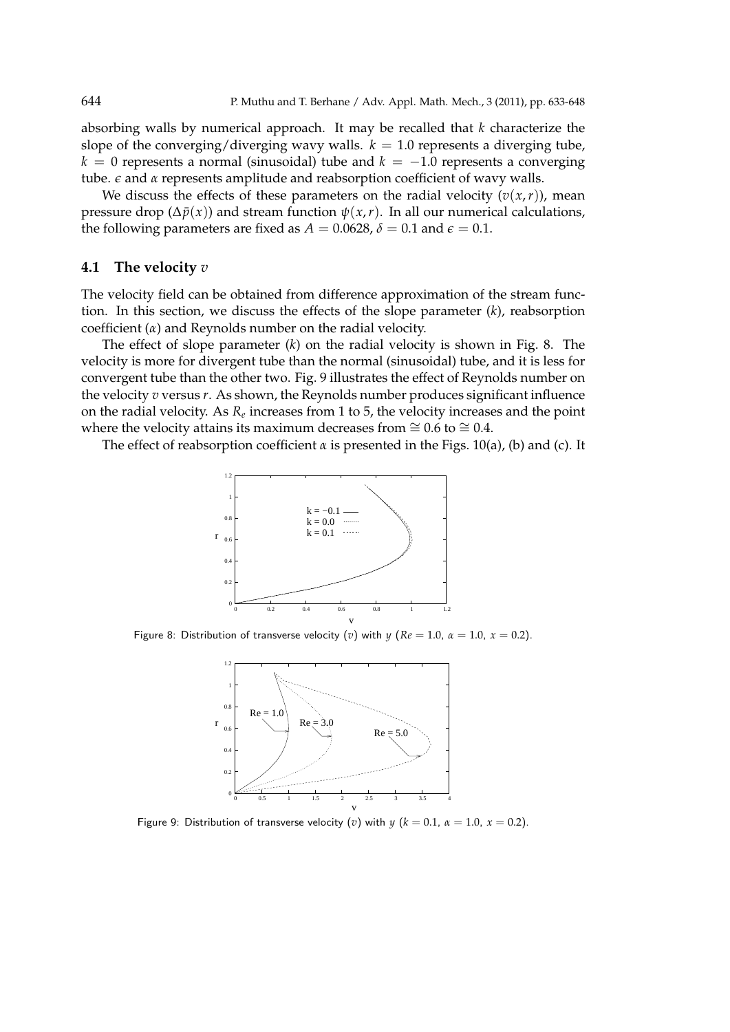absorbing walls by numerical approach. It may be recalled that $k$ characterize the slope of the converging/diverging wavy walls. $k = 1.0$ represents a diverging tube, $k = 0$ represents a normal (sinusoidal) tube and $k = -1.0$ represents a converging tube. $\epsilon$ and $\alpha$ represents amplitude and reabsorption coefficient of wavy walls.

We discuss the effects of these parameters on the radial velocity ($v(x,r)$), mean pressure drop ($\Delta\bar{p}(x)$) and stream function $\psi(x,r)$. In all our numerical calculations, the following parameters are fixed as $A = 0.0628$, $\delta = 0.1$ and $\epsilon = 0.1$.

### 4.1 The velocity $v$

The velocity field can be obtained from difference approximation of the stream function. In this section, we discuss the effects of the slope parameter ($k$), reabsorption coefficient ($\alpha$) and Reynolds number on the radial velocity.

The effect of slope parameter ($k$) on the radial velocity is shown in Fig. 8. The velocity is more for divergent tube than the normal (sinusoidal) tube, and it is less for convergent tube than the other two. Fig. 9 illustrates the effect of Reynolds number on the velocity $v$ versus $r$. As shown, the Reynolds number produces significant influence on the radial velocity. As $R_e$ increases from 1 to 5, the velocity increases and the point where the velocity attains its maximum decreases from $\cong 0.6$ to $\cong 0.4$.

The effect of reabsorption coefficient $\alpha$ is presented in the Figs. 10(a), (b) and (c). It

Figure 8: Distribution of transverse velocity ($v$) with $y$ ($Re = 1.0$, $\alpha = 1.0$, $x = 0.2$).

Figure 9: Distribution of transverse velocity ($v$) with $y$ ($k = 0.1$, $\alpha = 1.0$, $x = 0.2$).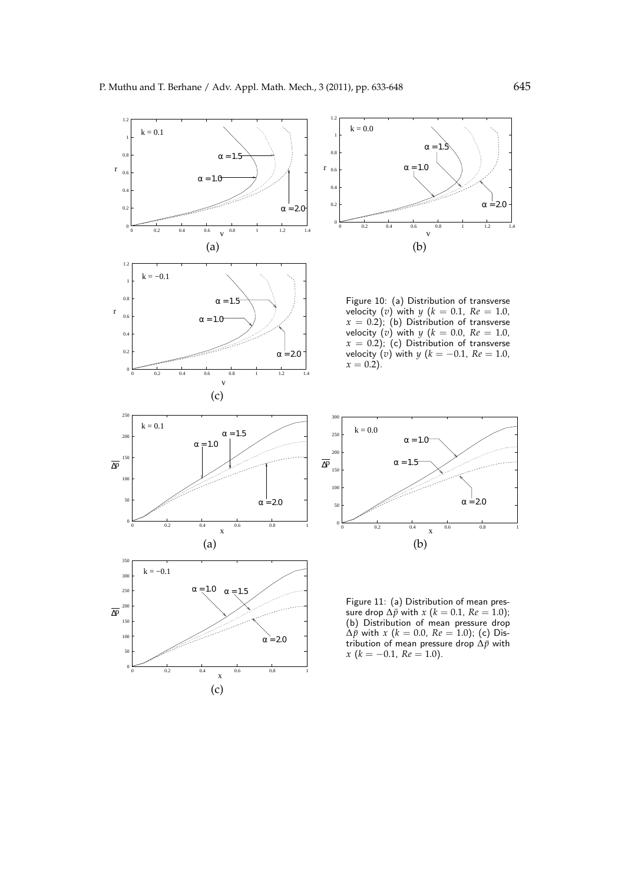Figure 10: (a) Distribution of transverse velocity ($v$) with $y$ ($k = 0.1$, $Re = 1.0$, $x = 0.2$); (b) Distribution of transverse velocity ($v$) with $y$ ($k = 0.0$, $Re = 1.0$, $x = 0.2$); (c) Distribution of transverse velocity ($v$) with $y$ ($k = -0.1$, $Re = 1.0$, $x = 0.2$).

Figure 11: (a) Distribution of mean pressure drop $\Delta\bar{p}$ with $x$ ($k = 0.1$, $Re = 1.0$); (b) Distribution of mean pressure drop $\Delta\bar{p}$ with $x$ ($k = 0.0$, $Re = 1.0$); (c) Distribution of mean pressure drop $\Delta\bar{p}$ with $x$ ($k = -0.1$, $Re = 1.0$).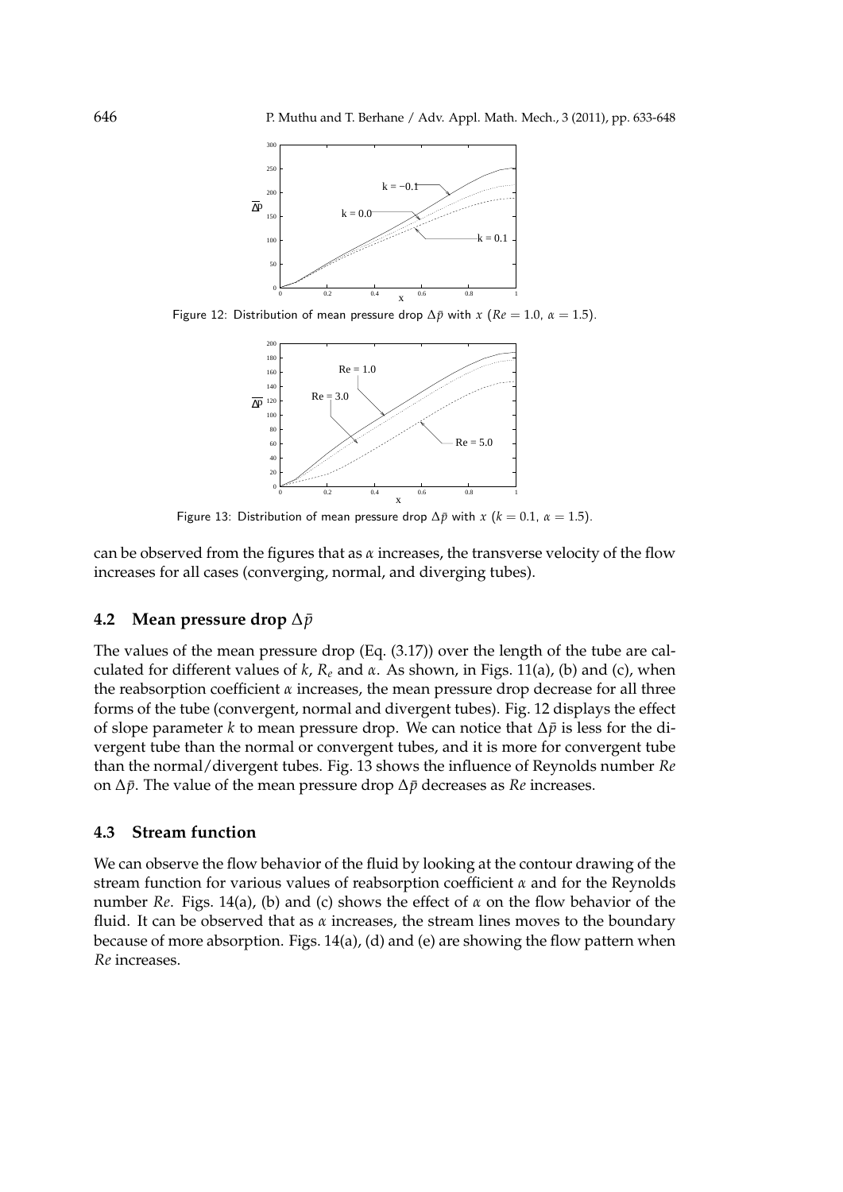Figure 12: Distribution of mean pressure drop $\Delta\bar{p}$ with $x$ ($Re = 1.0$, $\alpha = 1.5$).

Figure 13: Distribution of mean pressure drop $\Delta\bar{p}$ with $x$ ($k = 0.1$, $\alpha = 1.5$).

can be observed from the figures that as $\alpha$ increases, the transverse velocity of the flow increases for all cases (converging, normal, and diverging tubes).

### 4.2 Mean pressure drop $\Delta\bar{p}$

The values of the mean pressure drop (Eq. (3.17)) over the length of the tube are calculated for different values of $k$, $R_e$ and $\alpha$. As shown, in Figs. 11(a), (b) and (c), when the reabsorption coefficient $\alpha$ increases, the mean pressure drop decrease for all three forms of the tube (convergent, normal and divergent tubes). Fig. 12 displays the effect of slope parameter $k$ to mean pressure drop. We can notice that $\Delta\bar{p}$ is less for the divergent tube than the normal or convergent tubes, and it is more for convergent tube than the normal/divergent tubes. Fig. 13 shows the influence of Reynolds number $Re$ on $\Delta\bar{p}$. The value of the mean pressure drop $\Delta\bar{p}$ decreases as $Re$ increases.

### 4.3 Stream function

We can observe the flow behavior of the fluid by looking at the contour drawing of the stream function for various values of reabsorption coefficient $\alpha$ and for the Reynolds number $Re$. Figs. 14(a), (b) and (c) shows the effect of $\alpha$ on the flow behavior of the fluid. It can be observed that as $\alpha$ increases, the stream lines moves to the boundary because of more absorption. Figs. 14(a), (d) and (e) are showing the flow pattern when $Re$ increases.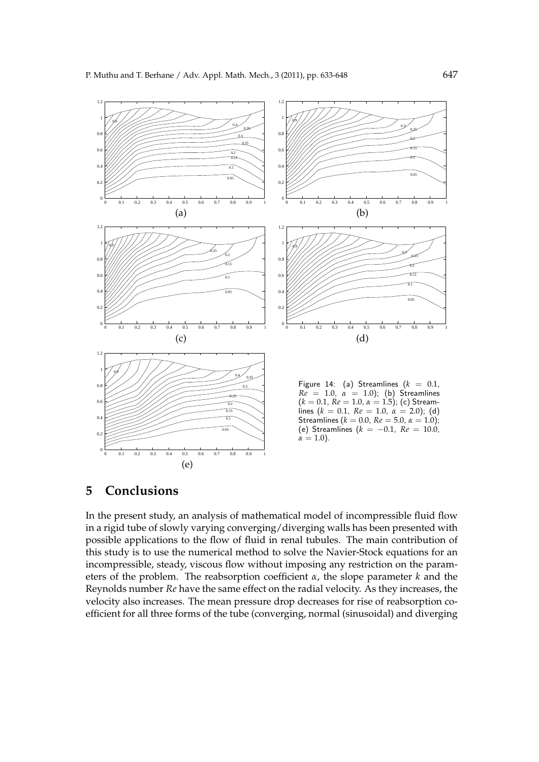Figure 14: (a) Streamlines ($k = 0.1$, $Re = 1.0$, $\alpha = 1.0$); (b) Streamlines ($k = 0.1$, $Re = 1.0$, $\alpha = 1.5$); (c) Streamlines ($k = 0.1$, $Re = 1.0$, $\alpha = 2.0$); (d) Streamlines ($k = 0.0$, $Re = 5.0$, $\alpha = 1.0$); (e) Streamlines ($k = -0.1$, $Re = 10.0$, $\alpha = 1.0$).

## 5 Conclusions

In the present study, an analysis of mathematical model of incompressible fluid flow in a rigid tube of slowly varying converging/diverging walls has been presented with possible applications to the flow of fluid in renal tubules. The main contribution of this study is to use the numerical method to solve the Navier-Stock equations for an incompressible, steady, viscous flow without imposing any restriction on the parameters of the problem. The reabsorption coefficient $\alpha$, the slope parameter $k$ and the Reynolds number $Re$ have the same effect on the radial velocity. As they increases, the velocity also increases. The mean pressure drop decreases for rise of reabsorption coefficient for all three forms of the tube (converging, normal (sinusoidal) and diverging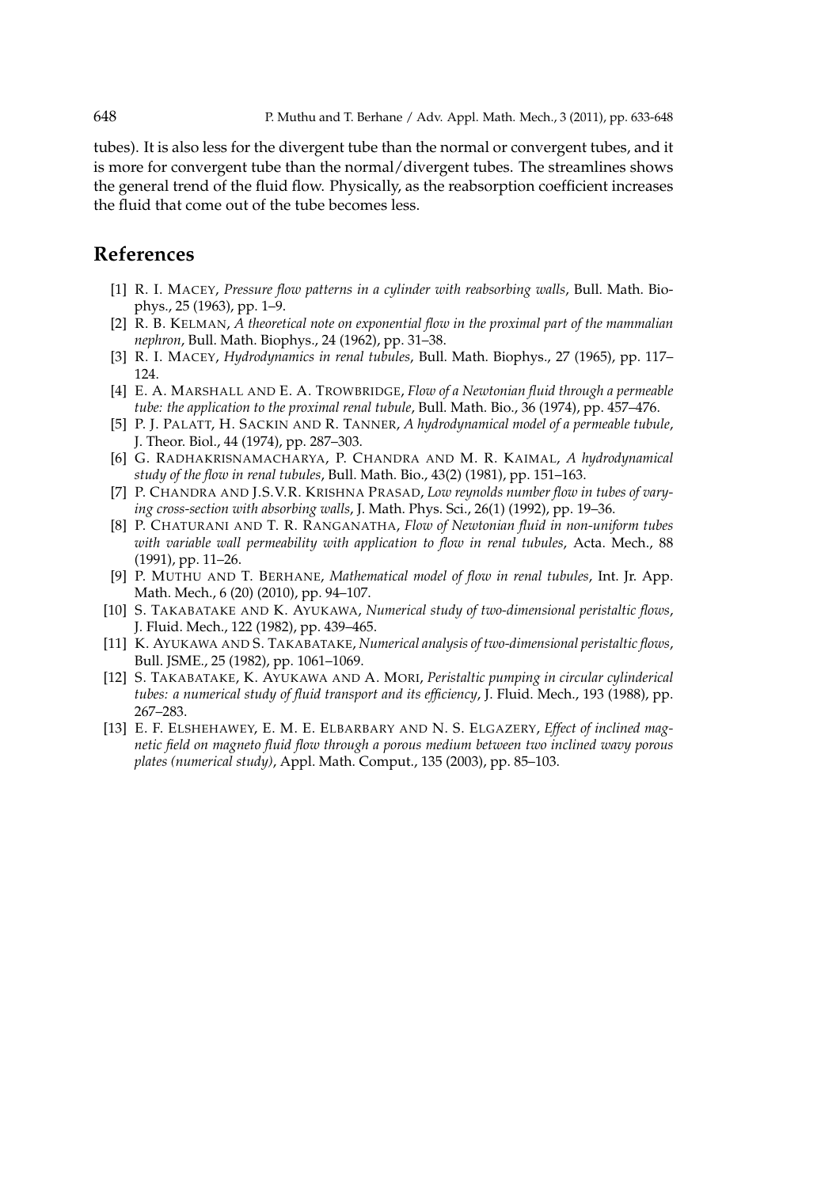tubes). It is also less for the divergent tube than the normal or convergent tubes, and it is more for convergent tube than the normal/divergent tubes. The streamlines shows the general trend of the fluid flow. Physically, as the reabsorption coefficient increases the fluid that come out of the tube becomes less.

## References

[1] R. I. Macey, *Pressure flow patterns in a cylinder with reabsorbing walls*, Bull. Math. Biophys., 25 (1963), pp. 1–9.

[2] R. B. Kelman, *A theoretical note on exponential flow in the proximal part of the mammalian nephron*, Bull. Math. Biophys., 24 (1962), pp. 31–38.

[3] R. I. Macey, *Hydrodynamics in renal tubules*, Bull. Math. Biophys., 27 (1965), pp. 117–124.

[4] E. A. Marshall and E. A. Trowbridge, *Flow of a Newtonian fluid through a permeable tube: the application to the proximal renal tubule*, Bull. Math. Bio., 36 (1974), pp. 457–476.

[5] P. J. Palatt, H. Sackin and R. Tanner, *A hydrodynamical model of a permeable tubule*, J. Theor. Biol., 44 (1974), pp. 287–303.

[6] G. Radhakrisnamacharya, P. Chandra and M. R. Kaimal, *A hydrodynamical study of the flow in renal tubules*, Bull. Math. Bio., 43(2) (1981), pp. 151–163.

[7] P. Chandra and J.S.V.R. Krishna Prasad, *Low reynolds number flow in tubes of varying cross-section with absorbing walls*, J. Math. Phys. Sci., 26(1) (1992), pp. 19–36.

[8] P. Chaturani and T. R. Ranganatha, *Flow of Newtonian fluid in non-uniform tubes with variable wall permeability with application to flow in renal tubules*, Acta. Mech., 88 (1991), pp. 11–26.

[9] P. Muthu and T. Berhane, *Mathematical model of flow in renal tubules*, Int. Jr. App. Math. Mech., 6 (20) (2010), pp. 94–107.

[10] S. Takabatake and K. Ayukawa, *Numerical study of two-dimensional peristaltic flows*, J. Fluid. Mech., 122 (1982), pp. 439–465.

[11] K. Ayukawa and S. Takabatake, *Numerical analysis of two-dimensional peristaltic flows*, Bull. JSME., 25 (1982), pp. 1061–1069.

[12] S. Takabatake, K. Ayukawa and A. Mori, *Peristaltic pumping in circular cylinderical tubes: a numerical study of fluid transport and its efficiency*, J. Fluid. Mech., 193 (1988), pp. 267–283.

[13] E. F. Elshehawey, E. M. E. Elbarbary and N. S. Elgazery, *Effect of inclined magnetic field on magneto fluid flow through a porous medium between two inclined wavy porous plates (numerical study)*, Appl. Math. Comput., 135 (2003), pp. 85–103.